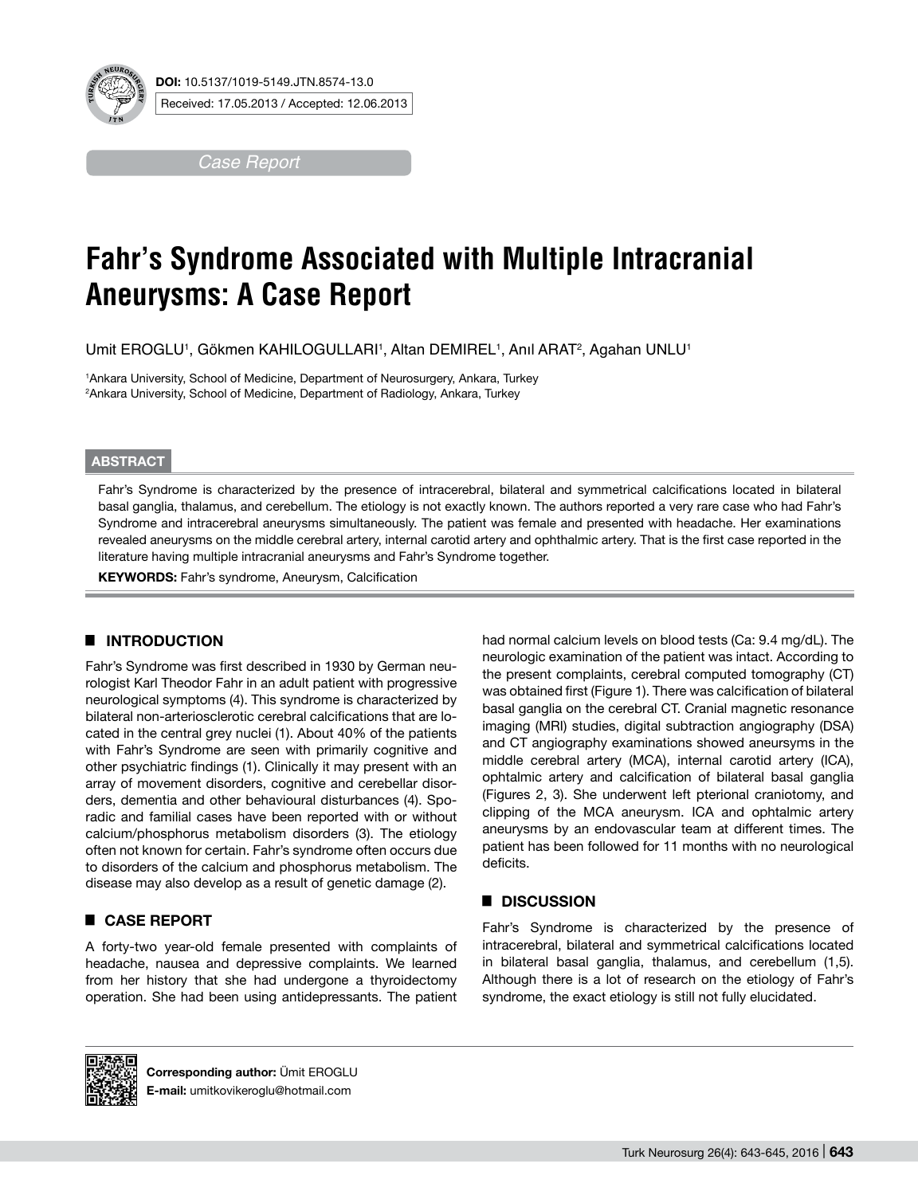DOI: 10.5137/1019-5149.JTN.8574-13.0

Received: 17.05.2013 / Accepted: 12.06.2013

*Case Report*

# Fahr's Syndrome Associated with Multiple Intracranial Aneurysms: A Case Report

Umit EROGLU[1], Gökmen KAHILOGULLARI[1], Altan DEMIREL[1], Anıl ARAT[2], Agahan UNLU[1]

[1]Ankara University, School of Medicine, Department of Neurosurgery, Ankara, Turkey
[2]Ankara University, School of Medicine, Department of Radiology, Ankara, Turkey

## ABSTRACT

Fahr's Syndrome is characterized by the presence of intracerebral, bilateral and symmetrical calcifications located in bilateral basal ganglia, thalamus, and cerebellum. The etiology is not exactly known. The authors reported a very rare case who had Fahr's Syndrome and intracerebral aneurysms simultaneously. The patient was female and presented with headache. Her examinations revealed aneurysms on the middle cerebral artery, internal carotid artery and ophthalmic artery. That is the first case reported in the literature having multiple intracranial aneurysms and Fahr's Syndrome together.

**KEYWORDS:** Fahr's syndrome, Aneurysm, Calcification

## INTRODUCTION

Fahr's Syndrome was first described in 1930 by German neurologist Karl Theodor Fahr in an adult patient with progressive neurological symptoms (4). This syndrome is characterized by bilateral non-arteriosclerotic cerebral calcifications that are located in the central grey nuclei (1). About 40% of the patients with Fahr's Syndrome are seen with primarily cognitive and other psychiatric findings (1). Clinically it may present with an array of movement disorders, cognitive and cerebellar disorders, dementia and other behavioural disturbances (4). Sporadic and familial cases have been reported with or without calcium/phosphorus metabolism disorders (3). The etiology often not known for certain. Fahr's syndrome often occurs due to disorders of the calcium and phosphorus metabolism. The disease may also develop as a result of genetic damage (2).

## CASE REPORT

A forty-two year-old female presented with complaints of headache, nausea and depressive complaints. We learned from her history that she had undergone a thyroidectomy operation. She had been using antidepressants. The patient had normal calcium levels on blood tests (Ca: 9.4 mg/dL). The neurologic examination of the patient was intact. According to the present complaints, cerebral computed tomography (CT) was obtained first (Figure 1). There was calcification of bilateral basal ganglia on the cerebral CT. Cranial magnetic resonance imaging (MRI) studies, digital subtraction angiography (DSA) and CT angiography examinations showed aneursyms in the middle cerebral artery (MCA), internal carotid artery (ICA), ophtalmic artery and calcification of bilateral basal ganglia (Figures 2, 3). She underwent left pterional craniotomy, and clipping of the MCA aneurysm. ICA and ophtalmic artery aneurysms by an endovascular team at different times. The patient has been followed for 11 months with no neurological deficits.

## DISCUSSION

Fahr's Syndrome is characterized by the presence of intracerebral, bilateral and symmetrical calcifications located in bilateral basal ganglia, thalamus, and cerebellum (1,5). Although there is a lot of research on the etiology of Fahr's syndrome, the exact etiology is still not fully elucidated.

**Corresponding author:** Ümit EROGLU
**E-mail:** umitkovikeroglu@hotmail.com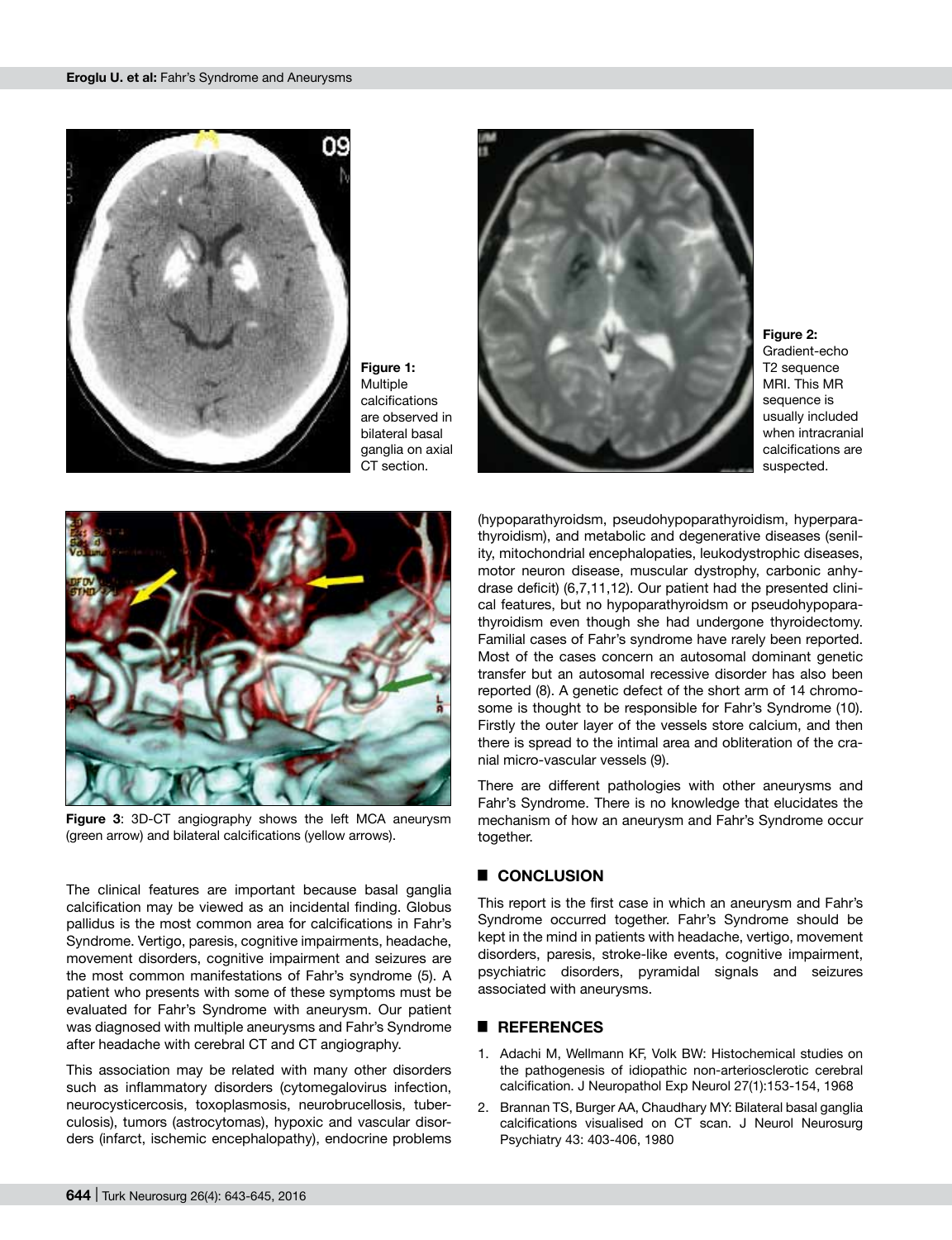Figure 1: Multiple calcifications are observed in bilateral basal ganglia on axial CT section.

Figure 2: Gradient-echo T2 sequence MRI. This MR sequence is usually included when intracranial calcifications are suspected.

**Figure 3**: 3D-CT angiography shows the left MCA aneurysm (green arrow) and bilateral calcifications (yellow arrows).

The clinical features are important because basal ganglia calcification may be viewed as an incidental finding. Globus pallidus is the most common area for calcifications in Fahr's Syndrome. Vertigo, paresis, cognitive impairments, headache, movement disorders, cognitive impairment and seizures are the most common manifestations of Fahr's syndrome (5). A patient who presents with some of these symptoms must be evaluated for Fahr's Syndrome with aneurysm. Our patient was diagnosed with multiple aneurysms and Fahr's Syndrome after headache with cerebral CT and CT angiography.

This association may be related with many other disorders such as inflammatory disorders (cytomegalovirus infection, neurocysticercosis, toxoplasmosis, neurobrucellosis, tuberculosis), tumors (astrocytomas), hypoxic and vascular disorders (infarct, ischemic encephalopathy), endocrine problems (hypoparathyroidsm, pseudohypoparathyroidism, hyperparathyroidism), and metabolic and degenerative diseases (senility, mitochondrial encephalopaties, leukodystrophic diseases, motor neuron disease, muscular dystrophy, carbonic anhydrase deficit) (6,7,11,12). Our patient had the presented clinical features, but no hypoparathyroidsm or pseudohypoparathyroidism even though she had undergone thyroidectomy. Familial cases of Fahr's syndrome have rarely been reported. Most of the cases concern an autosomal dominant genetic transfer but an autosomal recessive disorder has also been reported (8). A genetic defect of the short arm of 14 chromosome is thought to be responsible for Fahr's Syndrome (10). Firstly the outer layer of the vessels store calcium, and then there is spread to the intimal area and obliteration of the cranial micro-vascular vessels (9).

There are different pathologies with other aneurysms and Fahr's Syndrome. There is no knowledge that elucidates the mechanism of how an aneurysm and Fahr's Syndrome occur together.

## CONCLUSION

This report is the first case in which an aneurysm and Fahr's Syndrome occurred together. Fahr's Syndrome should be kept in the mind in patients with headache, vertigo, movement disorders, paresis, stroke-like events, cognitive impairment, psychiatric disorders, pyramidal signals and seizures associated with aneurysms.

## REFERENCES

1. Adachi M, Wellmann KF, Volk BW: Histochemical studies on the pathogenesis of idiopathic non-arteriosclerotic cerebral calcification. J Neuropathol Exp Neurol 27(1):153-154, 1968
2. Brannan TS, Burger AA, Chaudhary MY: Bilateral basal ganglia calcifications visualised on CT scan. J Neurol Neurosurg Psychiatry 43: 403-406, 1980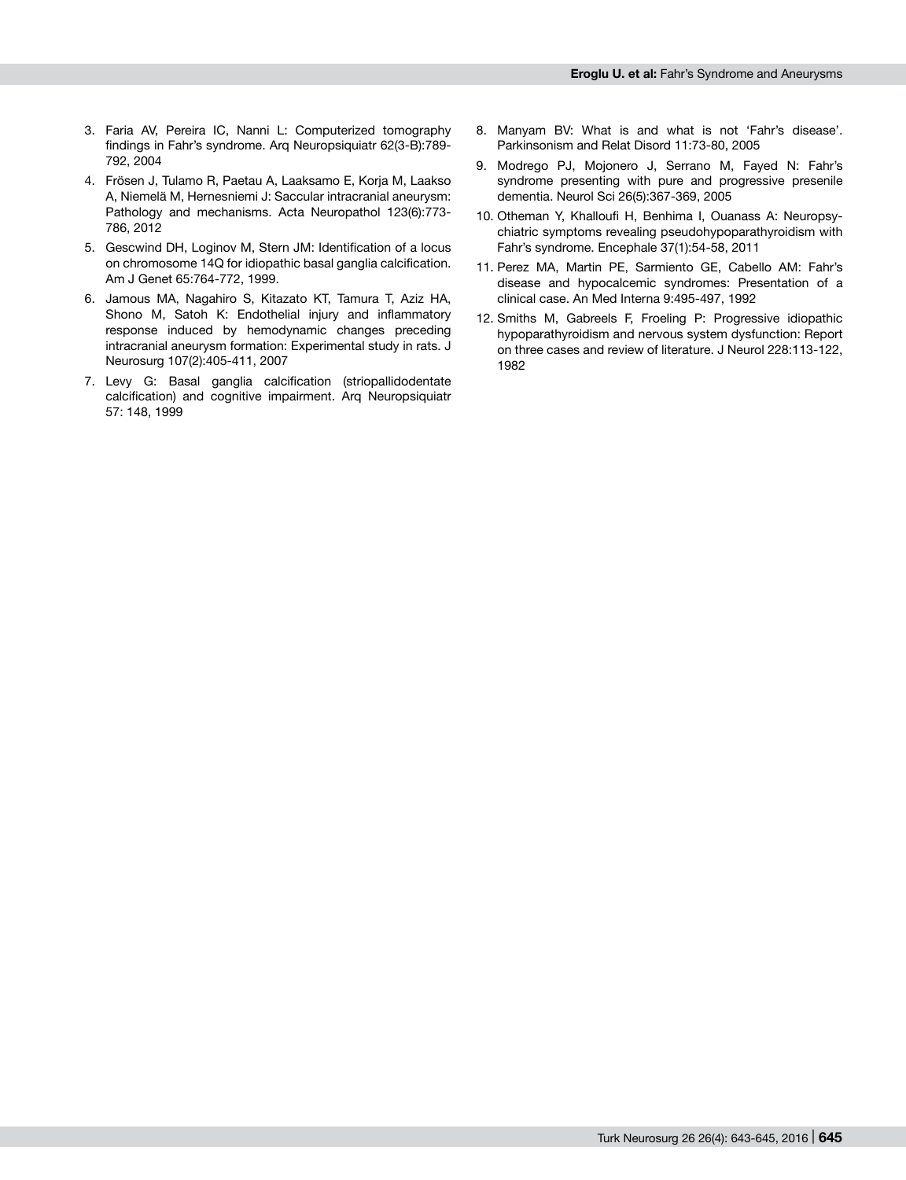3. Faria AV, Pereira IC, Nanni L: Computerized tomography findings in Fahr's syndrome. Arq Neuropsiquiatr 62(3-B):789-792, 2004
4. Frösen J, Tulamo R, Paetau A, Laaksamo E, Korja M, Laakso A, Niemelä M, Hernesniemi J: Saccular intracranial aneurysm: Pathology and mechanisms. Acta Neuropathol 123(6):773-786, 2012
5. Gescwind DH, Loginov M, Stern JM: Identification of a locus on chromosome 14Q for idiopathic basal ganglia calcification. Am J Genet 65:764-772, 1999.
6. Jamous MA, Nagahiro S, Kitazato KT, Tamura T, Aziz HA, Shono M, Satoh K: Endothelial injury and inflammatory response induced by hemodynamic changes preceding intracranial aneurysm formation: Experimental study in rats. J Neurosurg 107(2):405-411, 2007
7. Levy G: Basal ganglia calcification (striopallidodentate calcification) and cognitive impairment. Arq Neuropsiquiatr 57: 148, 1999
8. Manyam BV: What is and what is not 'Fahr's disease'. Parkinsonism and Relat Disord 11:73-80, 2005
9. Modrego PJ, Mojonero J, Serrano M, Fayed N: Fahr's syndrome presenting with pure and progressive presenile dementia. Neurol Sci 26(5):367-369, 2005
10. Otheman Y, Khalloufi H, Benhima I, Ouanass A: Neuropsychiatric symptoms revealing pseudohypoparathyroidism with Fahr's syndrome. Encephale 37(1):54-58, 2011
11. Perez MA, Martin PE, Sarmiento GE, Cabello AM: Fahr's disease and hypocalcemic syndromes: Presentation of a clinical case. An Med Interna 9:495-497, 1992
12. Smiths M, Gabreels F, Froeling P: Progressive idiopathic hypoparathyroidism and nervous system dysfunction: Report on three cases and review of literature. J Neurol 228:113-122, 1982